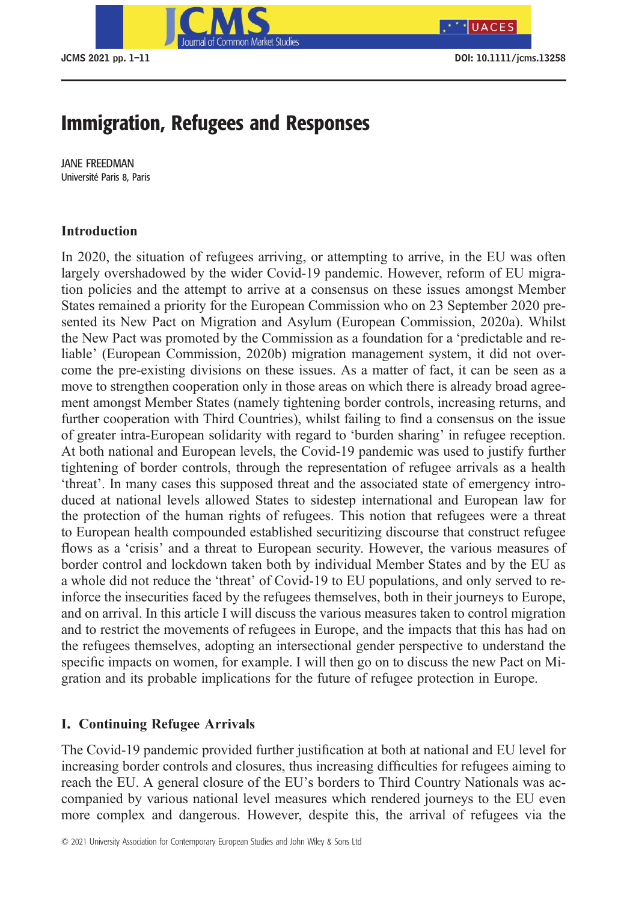# Immigration, Refugees and Responses

JANE FREEDMAN
Université Paris 8, Paris

## Introduction

In 2020, the situation of refugees arriving, or attempting to arrive, in the EU was often largely overshadowed by the wider Covid-19 pandemic. However, reform of EU migration policies and the attempt to arrive at a consensus on these issues amongst Member States remained a priority for the European Commission who on 23 September 2020 presented its New Pact on Migration and Asylum (European Commission, 2020a). Whilst the New Pact was promoted by the Commission as a foundation for a 'predictable and reliable' (European Commission, 2020b) migration management system, it did not overcome the pre-existing divisions on these issues. As a matter of fact, it can be seen as a move to strengthen cooperation only in those areas on which there is already broad agreement amongst Member States (namely tightening border controls, increasing returns, and further cooperation with Third Countries), whilst failing to find a consensus on the issue of greater intra-European solidarity with regard to 'burden sharing' in refugee reception. At both national and European levels, the Covid-19 pandemic was used to justify further tightening of border controls, through the representation of refugee arrivals as a health 'threat'. In many cases this supposed threat and the associated state of emergency introduced at national levels allowed States to sidestep international and European law for the protection of the human rights of refugees. This notion that refugees were a threat to European health compounded established securitizing discourse that construct refugee flows as a 'crisis' and a threat to European security. However, the various measures of border control and lockdown taken both by individual Member States and by the EU as a whole did not reduce the 'threat' of Covid-19 to EU populations, and only served to reinforce the insecurities faced by the refugees themselves, both in their journeys to Europe, and on arrival. In this article I will discuss the various measures taken to control migration and to restrict the movements of refugees in Europe, and the impacts that this has had on the refugees themselves, adopting an intersectional gender perspective to understand the specific impacts on women, for example. I will then go on to discuss the new Pact on Migration and its probable implications for the future of refugee protection in Europe.

## I. Continuing Refugee Arrivals

The Covid-19 pandemic provided further justification at both at national and EU level for increasing border controls and closures, thus increasing difficulties for refugees aiming to reach the EU. A general closure of the EU's borders to Third Country Nationals was accompanied by various national level measures which rendered journeys to the EU even more complex and dangerous. However, despite this, the arrival of refugees via the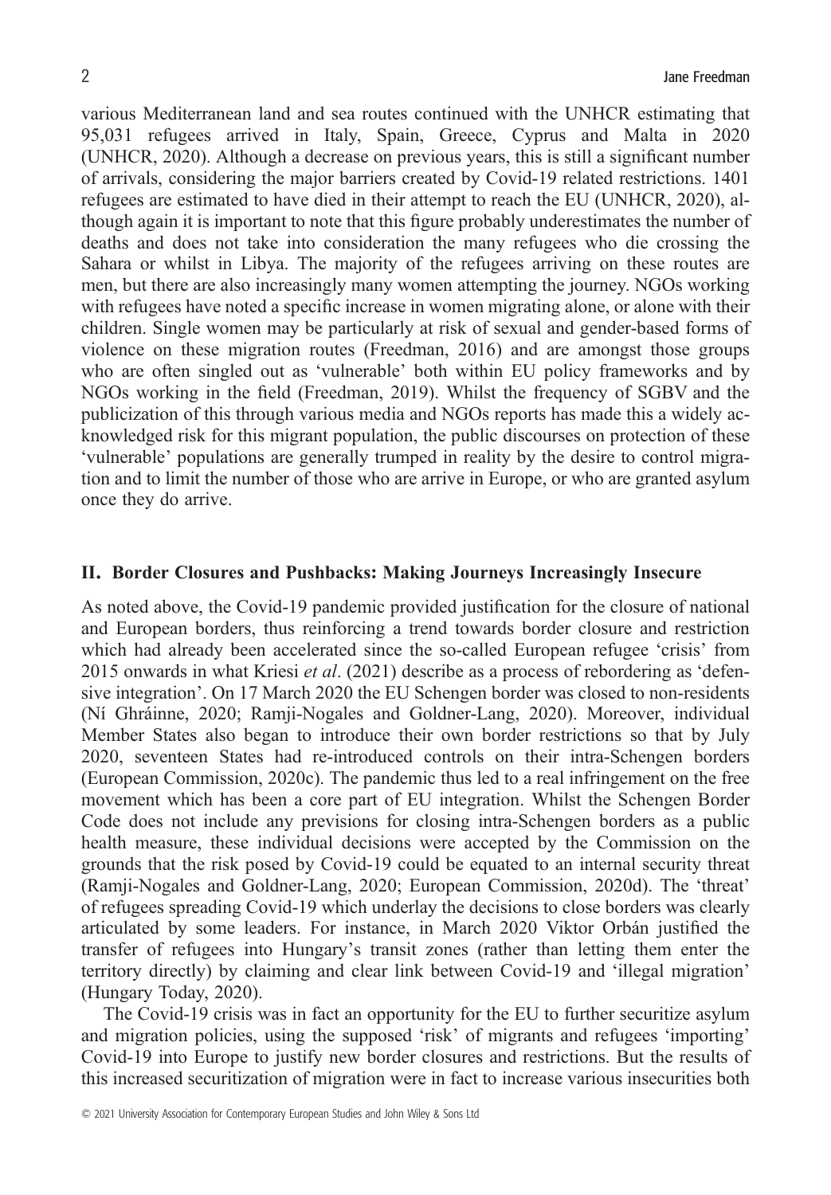various Mediterranean land and sea routes continued with the UNHCR estimating that 95,031 refugees arrived in Italy, Spain, Greece, Cyprus and Malta in 2020 (UNHCR, 2020). Although a decrease on previous years, this is still a significant number of arrivals, considering the major barriers created by Covid-19 related restrictions. 1401 refugees are estimated to have died in their attempt to reach the EU (UNHCR, 2020), although again it is important to note that this figure probably underestimates the number of deaths and does not take into consideration the many refugees who die crossing the Sahara or whilst in Libya. The majority of the refugees arriving on these routes are men, but there are also increasingly many women attempting the journey. NGOs working with refugees have noted a specific increase in women migrating alone, or alone with their children. Single women may be particularly at risk of sexual and gender-based forms of violence on these migration routes (Freedman, 2016) and are amongst those groups who are often singled out as 'vulnerable' both within EU policy frameworks and by NGOs working in the field (Freedman, 2019). Whilst the frequency of SGBV and the publicization of this through various media and NGOs reports has made this a widely acknowledged risk for this migrant population, the public discourses on protection of these 'vulnerable' populations are generally trumped in reality by the desire to control migration and to limit the number of those who are arrive in Europe, or who are granted asylum once they do arrive.

## II. Border Closures and Pushbacks: Making Journeys Increasingly Insecure

As noted above, the Covid-19 pandemic provided justification for the closure of national and European borders, thus reinforcing a trend towards border closure and restriction which had already been accelerated since the so-called European refugee 'crisis' from 2015 onwards in what Kriesi *et al*. (2021) describe as a process of rebordering as 'defensive integration'. On 17 March 2020 the EU Schengen border was closed to non-residents (Ní Ghráinne, 2020; Ramji-Nogales and Goldner-Lang, 2020). Moreover, individual Member States also began to introduce their own border restrictions so that by July 2020, seventeen States had re-introduced controls on their intra-Schengen borders (European Commission, 2020c). The pandemic thus led to a real infringement on the free movement which has been a core part of EU integration. Whilst the Schengen Border Code does not include any previsions for closing intra-Schengen borders as a public health measure, these individual decisions were accepted by the Commission on the grounds that the risk posed by Covid-19 could be equated to an internal security threat (Ramji-Nogales and Goldner-Lang, 2020; European Commission, 2020d). The 'threat' of refugees spreading Covid-19 which underlay the decisions to close borders was clearly articulated by some leaders. For instance, in March 2020 Viktor Orbán justified the transfer of refugees into Hungary's transit zones (rather than letting them enter the territory directly) by claiming and clear link between Covid-19 and 'illegal migration' (Hungary Today, 2020).

The Covid-19 crisis was in fact an opportunity for the EU to further securitize asylum and migration policies, using the supposed 'risk' of migrants and refugees 'importing' Covid-19 into Europe to justify new border closures and restrictions. But the results of this increased securitization of migration were in fact to increase various insecurities both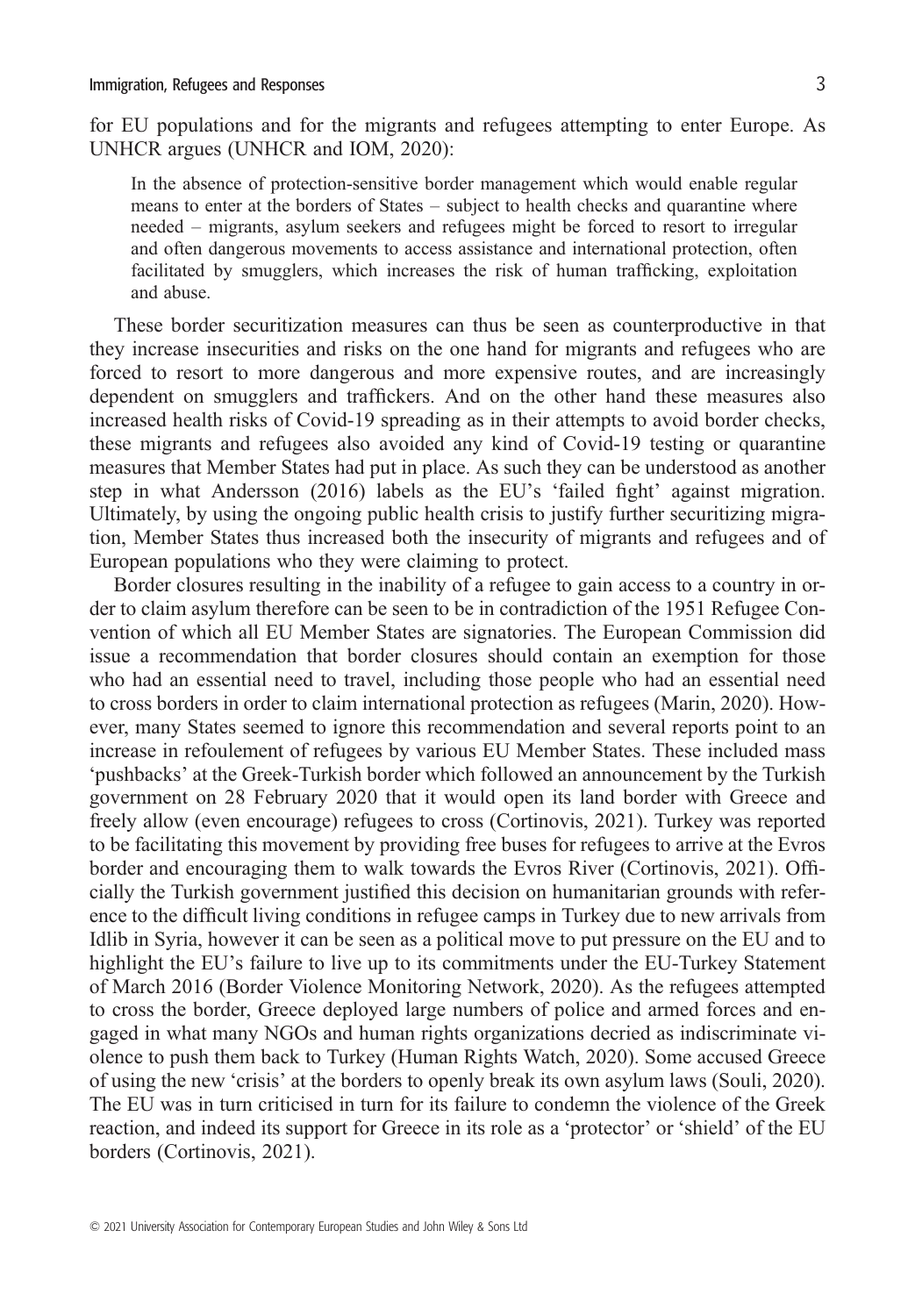for EU populations and for the migrants and refugees attempting to enter Europe. As UNHCR argues (UNHCR and IOM, 2020):

> In the absence of protection-sensitive border management which would enable regular means to enter at the borders of States – subject to health checks and quarantine where needed – migrants, asylum seekers and refugees might be forced to resort to irregular and often dangerous movements to access assistance and international protection, often facilitated by smugglers, which increases the risk of human trafficking, exploitation and abuse.

These border securitization measures can thus be seen as counterproductive in that they increase insecurities and risks on the one hand for migrants and refugees who are forced to resort to more dangerous and more expensive routes, and are increasingly dependent on smugglers and traffickers. And on the other hand these measures also increased health risks of Covid-19 spreading as in their attempts to avoid border checks, these migrants and refugees also avoided any kind of Covid-19 testing or quarantine measures that Member States had put in place. As such they can be understood as another step in what Andersson (2016) labels as the EU's 'failed fight' against migration. Ultimately, by using the ongoing public health crisis to justify further securitizing migration, Member States thus increased both the insecurity of migrants and refugees and of European populations who they were claiming to protect.

Border closures resulting in the inability of a refugee to gain access to a country in order to claim asylum therefore can be seen to be in contradiction of the 1951 Refugee Convention of which all EU Member States are signatories. The European Commission did issue a recommendation that border closures should contain an exemption for those who had an essential need to travel, including those people who had an essential need to cross borders in order to claim international protection as refugees (Marin, 2020). However, many States seemed to ignore this recommendation and several reports point to an increase in refoulement of refugees by various EU Member States. These included mass 'pushbacks' at the Greek-Turkish border which followed an announcement by the Turkish government on 28 February 2020 that it would open its land border with Greece and freely allow (even encourage) refugees to cross (Cortinovis, 2021). Turkey was reported to be facilitating this movement by providing free buses for refugees to arrive at the Evros border and encouraging them to walk towards the Evros River (Cortinovis, 2021). Officially the Turkish government justified this decision on humanitarian grounds with reference to the difficult living conditions in refugee camps in Turkey due to new arrivals from Idlib in Syria, however it can be seen as a political move to put pressure on the EU and to highlight the EU's failure to live up to its commitments under the EU-Turkey Statement of March 2016 (Border Violence Monitoring Network, 2020). As the refugees attempted to cross the border, Greece deployed large numbers of police and armed forces and engaged in what many NGOs and human rights organizations decried as indiscriminate violence to push them back to Turkey (Human Rights Watch, 2020). Some accused Greece of using the new 'crisis' at the borders to openly break its own asylum laws (Souli, 2020). The EU was in turn criticised in turn for its failure to condemn the violence of the Greek reaction, and indeed its support for Greece in its role as a 'protector' or 'shield' of the EU borders (Cortinovis, 2021).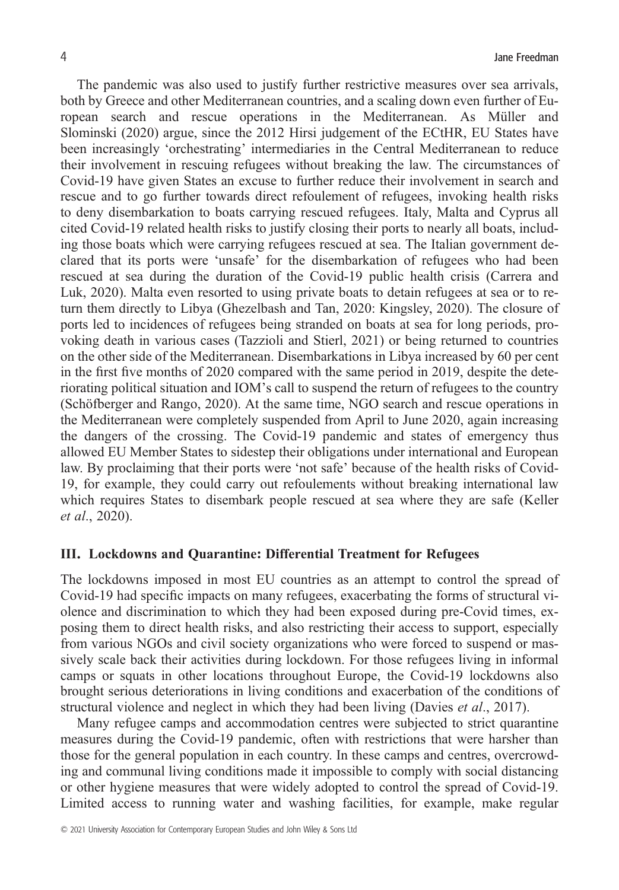The pandemic was also used to justify further restrictive measures over sea arrivals, both by Greece and other Mediterranean countries, and a scaling down even further of European search and rescue operations in the Mediterranean. As Müller and Slominski (2020) argue, since the 2012 Hirsi judgement of the ECtHR, EU States have been increasingly 'orchestrating' intermediaries in the Central Mediterranean to reduce their involvement in rescuing refugees without breaking the law. The circumstances of Covid-19 have given States an excuse to further reduce their involvement in search and rescue and to go further towards direct refoulement of refugees, invoking health risks to deny disembarkation to boats carrying rescued refugees. Italy, Malta and Cyprus all cited Covid-19 related health risks to justify closing their ports to nearly all boats, including those boats which were carrying refugees rescued at sea. The Italian government declared that its ports were 'unsafe' for the disembarkation of refugees who had been rescued at sea during the duration of the Covid-19 public health crisis (Carrera and Luk, 2020). Malta even resorted to using private boats to detain refugees at sea or to return them directly to Libya (Ghezelbash and Tan, 2020: Kingsley, 2020). The closure of ports led to incidences of refugees being stranded on boats at sea for long periods, provoking death in various cases (Tazzioli and Stierl, 2021) or being returned to countries on the other side of the Mediterranean. Disembarkations in Libya increased by 60 per cent in the first five months of 2020 compared with the same period in 2019, despite the deteriorating political situation and IOM's call to suspend the return of refugees to the country (Schöfberger and Rango, 2020). At the same time, NGO search and rescue operations in the Mediterranean were completely suspended from April to June 2020, again increasing the dangers of the crossing. The Covid-19 pandemic and states of emergency thus allowed EU Member States to sidestep their obligations under international and European law. By proclaiming that their ports were 'not safe' because of the health risks of Covid-19, for example, they could carry out refoulements without breaking international law which requires States to disembark people rescued at sea where they are safe (Keller *et al*., 2020).

## III. Lockdowns and Quarantine: Differential Treatment for Refugees

The lockdowns imposed in most EU countries as an attempt to control the spread of Covid-19 had specific impacts on many refugees, exacerbating the forms of structural violence and discrimination to which they had been exposed during pre-Covid times, exposing them to direct health risks, and also restricting their access to support, especially from various NGOs and civil society organizations who were forced to suspend or massively scale back their activities during lockdown. For those refugees living in informal camps or squats in other locations throughout Europe, the Covid-19 lockdowns also brought serious deteriorations in living conditions and exacerbation of the conditions of structural violence and neglect in which they had been living (Davies *et al*., 2017).

Many refugee camps and accommodation centres were subjected to strict quarantine measures during the Covid-19 pandemic, often with restrictions that were harsher than those for the general population in each country. In these camps and centres, overcrowding and communal living conditions made it impossible to comply with social distancing or other hygiene measures that were widely adopted to control the spread of Covid-19. Limited access to running water and washing facilities, for example, make regular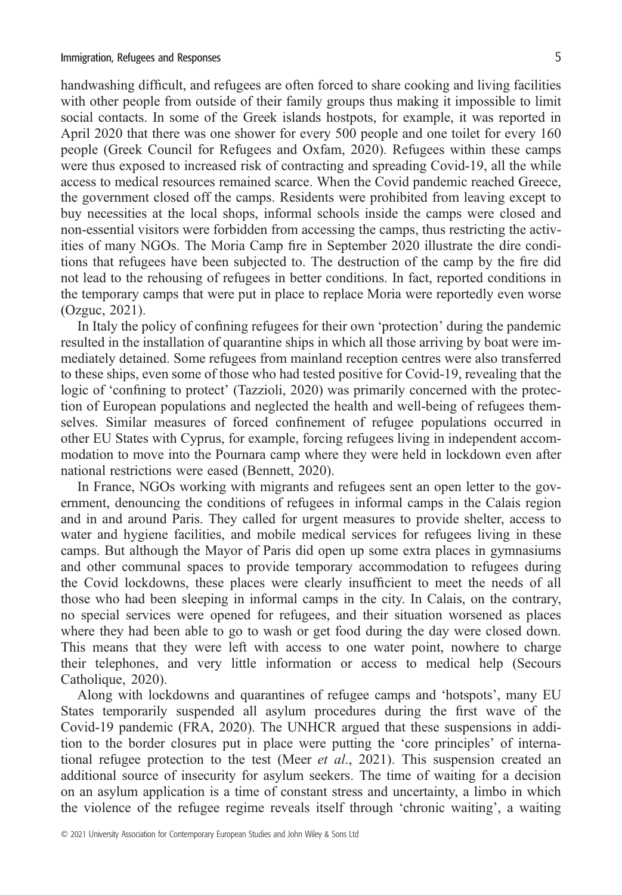handwashing difficult, and refugees are often forced to share cooking and living facilities with other people from outside of their family groups thus making it impossible to limit social contacts. In some of the Greek islands hostpots, for example, it was reported in April 2020 that there was one shower for every 500 people and one toilet for every 160 people (Greek Council for Refugees and Oxfam, 2020). Refugees within these camps were thus exposed to increased risk of contracting and spreading Covid-19, all the while access to medical resources remained scarce. When the Covid pandemic reached Greece, the government closed off the camps. Residents were prohibited from leaving except to buy necessities at the local shops, informal schools inside the camps were closed and non-essential visitors were forbidden from accessing the camps, thus restricting the activities of many NGOs. The Moria Camp fire in September 2020 illustrate the dire conditions that refugees have been subjected to. The destruction of the camp by the fire did not lead to the rehousing of refugees in better conditions. In fact, reported conditions in the temporary camps that were put in place to replace Moria were reportedly even worse (Ozguc, 2021).

In Italy the policy of confining refugees for their own 'protection' during the pandemic resulted in the installation of quarantine ships in which all those arriving by boat were immediately detained. Some refugees from mainland reception centres were also transferred to these ships, even some of those who had tested positive for Covid-19, revealing that the logic of 'confining to protect' (Tazzioli, 2020) was primarily concerned with the protection of European populations and neglected the health and well-being of refugees themselves. Similar measures of forced confinement of refugee populations occurred in other EU States with Cyprus, for example, forcing refugees living in independent accommodation to move into the Pournara camp where they were held in lockdown even after national restrictions were eased (Bennett, 2020).

In France, NGOs working with migrants and refugees sent an open letter to the government, denouncing the conditions of refugees in informal camps in the Calais region and in and around Paris. They called for urgent measures to provide shelter, access to water and hygiene facilities, and mobile medical services for refugees living in these camps. But although the Mayor of Paris did open up some extra places in gymnasiums and other communal spaces to provide temporary accommodation to refugees during the Covid lockdowns, these places were clearly insufficient to meet the needs of all those who had been sleeping in informal camps in the city. In Calais, on the contrary, no special services were opened for refugees, and their situation worsened as places where they had been able to go to wash or get food during the day were closed down. This means that they were left with access to one water point, nowhere to charge their telephones, and very little information or access to medical help (Secours Catholique, 2020).

Along with lockdowns and quarantines of refugee camps and 'hotspots', many EU States temporarily suspended all asylum procedures during the first wave of the Covid-19 pandemic (FRA, 2020). The UNHCR argued that these suspensions in addition to the border closures put in place were putting the 'core principles' of international refugee protection to the test (Meer *et al*., 2021). This suspension created an additional source of insecurity for asylum seekers. The time of waiting for a decision on an asylum application is a time of constant stress and uncertainty, a limbo in which the violence of the refugee regime reveals itself through 'chronic waiting', a waiting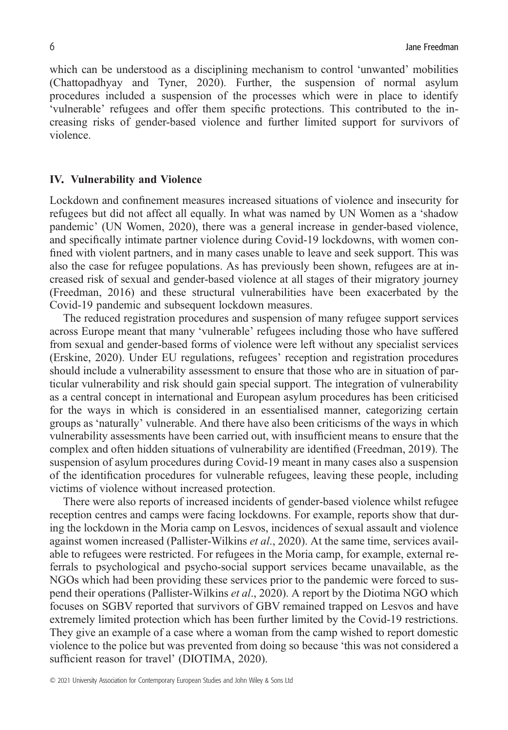which can be understood as a disciplining mechanism to control 'unwanted' mobilities (Chattopadhyay and Tyner, 2020). Further, the suspension of normal asylum procedures included a suspension of the processes which were in place to identify 'vulnerable' refugees and offer them specific protections. This contributed to the increasing risks of gender-based violence and further limited support for survivors of violence.

## IV. Vulnerability and Violence

Lockdown and confinement measures increased situations of violence and insecurity for refugees but did not affect all equally. In what was named by UN Women as a 'shadow pandemic' (UN Women, 2020), there was a general increase in gender-based violence, and specifically intimate partner violence during Covid-19 lockdowns, with women confined with violent partners, and in many cases unable to leave and seek support. This was also the case for refugee populations. As has previously been shown, refugees are at increased risk of sexual and gender-based violence at all stages of their migratory journey (Freedman, 2016) and these structural vulnerabilities have been exacerbated by the Covid-19 pandemic and subsequent lockdown measures.

The reduced registration procedures and suspension of many refugee support services across Europe meant that many 'vulnerable' refugees including those who have suffered from sexual and gender-based forms of violence were left without any specialist services (Erskine, 2020). Under EU regulations, refugees' reception and registration procedures should include a vulnerability assessment to ensure that those who are in situation of particular vulnerability and risk should gain special support. The integration of vulnerability as a central concept in international and European asylum procedures has been criticised for the ways in which is considered in an essentialised manner, categorizing certain groups as 'naturally' vulnerable. And there have also been criticisms of the ways in which vulnerability assessments have been carried out, with insufficient means to ensure that the complex and often hidden situations of vulnerability are identified (Freedman, 2019). The suspension of asylum procedures during Covid-19 meant in many cases also a suspension of the identification procedures for vulnerable refugees, leaving these people, including victims of violence without increased protection.

There were also reports of increased incidents of gender-based violence whilst refugee reception centres and camps were facing lockdowns. For example, reports show that during the lockdown in the Moria camp on Lesvos, incidences of sexual assault and violence against women increased (Pallister-Wilkins *et al*., 2020). At the same time, services available to refugees were restricted. For refugees in the Moria camp, for example, external referrals to psychological and psycho-social support services became unavailable, as the NGOs which had been providing these services prior to the pandemic were forced to suspend their operations (Pallister-Wilkins *et al*., 2020). A report by the Diotima NGO which focuses on SGBV reported that survivors of GBV remained trapped on Lesvos and have extremely limited protection which has been further limited by the Covid-19 restrictions. They give an example of a case where a woman from the camp wished to report domestic violence to the police but was prevented from doing so because 'this was not considered a sufficient reason for travel' (DIOTIMA, 2020).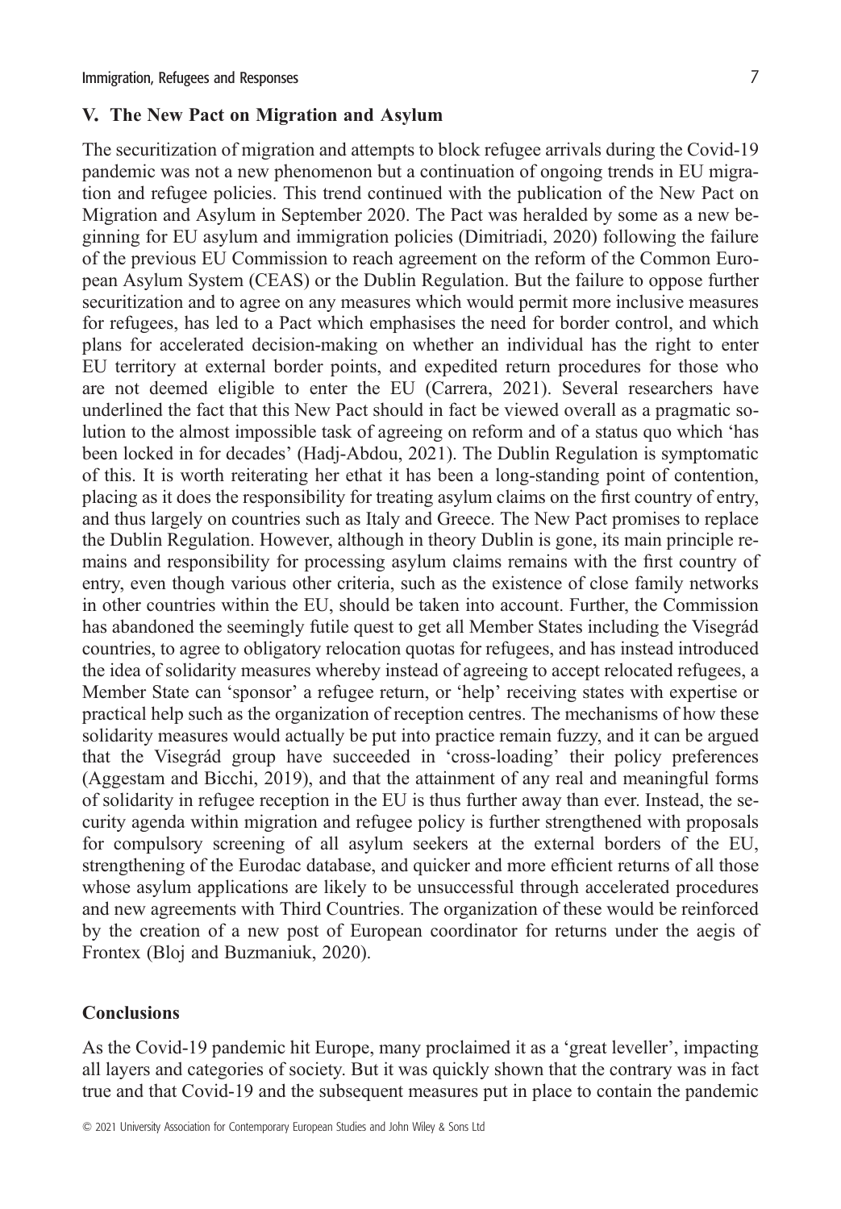## V. The New Pact on Migration and Asylum

The securitization of migration and attempts to block refugee arrivals during the Covid-19 pandemic was not a new phenomenon but a continuation of ongoing trends in EU migration and refugee policies. This trend continued with the publication of the New Pact on Migration and Asylum in September 2020. The Pact was heralded by some as a new beginning for EU asylum and immigration policies (Dimitriadi, 2020) following the failure of the previous EU Commission to reach agreement on the reform of the Common European Asylum System (CEAS) or the Dublin Regulation. But the failure to oppose further securitization and to agree on any measures which would permit more inclusive measures for refugees, has led to a Pact which emphasises the need for border control, and which plans for accelerated decision-making on whether an individual has the right to enter EU territory at external border points, and expedited return procedures for those who are not deemed eligible to enter the EU (Carrera, 2021). Several researchers have underlined the fact that this New Pact should in fact be viewed overall as a pragmatic solution to the almost impossible task of agreeing on reform and of a status quo which 'has been locked in for decades' (Hadj-Abdou, 2021). The Dublin Regulation is symptomatic of this. It is worth reiterating her ethat it has been a long-standing point of contention, placing as it does the responsibility for treating asylum claims on the first country of entry, and thus largely on countries such as Italy and Greece. The New Pact promises to replace the Dublin Regulation. However, although in theory Dublin is gone, its main principle remains and responsibility for processing asylum claims remains with the first country of entry, even though various other criteria, such as the existence of close family networks in other countries within the EU, should be taken into account. Further, the Commission has abandoned the seemingly futile quest to get all Member States including the Visegrád countries, to agree to obligatory relocation quotas for refugees, and has instead introduced the idea of solidarity measures whereby instead of agreeing to accept relocated refugees, a Member State can 'sponsor' a refugee return, or 'help' receiving states with expertise or practical help such as the organization of reception centres. The mechanisms of how these solidarity measures would actually be put into practice remain fuzzy, and it can be argued that the Visegrád group have succeeded in 'cross-loading' their policy preferences (Aggestam and Bicchi, 2019), and that the attainment of any real and meaningful forms of solidarity in refugee reception in the EU is thus further away than ever. Instead, the security agenda within migration and refugee policy is further strengthened with proposals for compulsory screening of all asylum seekers at the external borders of the EU, strengthening of the Eurodac database, and quicker and more efficient returns of all those whose asylum applications are likely to be unsuccessful through accelerated procedures and new agreements with Third Countries. The organization of these would be reinforced by the creation of a new post of European coordinator for returns under the aegis of Frontex (Bloj and Buzmaniuk, 2020).

## Conclusions

As the Covid-19 pandemic hit Europe, many proclaimed it as a 'great leveller', impacting all layers and categories of society. But it was quickly shown that the contrary was in fact true and that Covid-19 and the subsequent measures put in place to contain the pandemic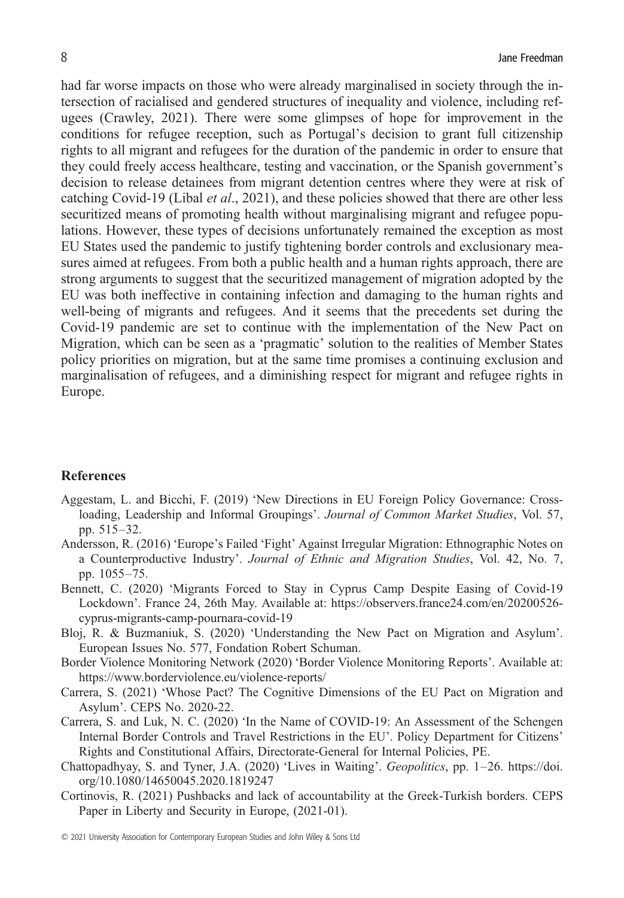had far worse impacts on those who were already marginalised in society through the intersection of racialised and gendered structures of inequality and violence, including refugees (Crawley, 2021). There were some glimpses of hope for improvement in the conditions for refugee reception, such as Portugal's decision to grant full citizenship rights to all migrant and refugees for the duration of the pandemic in order to ensure that they could freely access healthcare, testing and vaccination, or the Spanish government's decision to release detainees from migrant detention centres where they were at risk of catching Covid-19 (Libal *et al*., 2021), and these policies showed that there are other less securitized means of promoting health without marginalising migrant and refugee populations. However, these types of decisions unfortunately remained the exception as most EU States used the pandemic to justify tightening border controls and exclusionary measures aimed at refugees. From both a public health and a human rights approach, there are strong arguments to suggest that the securitized management of migration adopted by the EU was both ineffective in containing infection and damaging to the human rights and well-being of migrants and refugees. And it seems that the precedents set during the Covid-19 pandemic are set to continue with the implementation of the New Pact on Migration, which can be seen as a 'pragmatic' solution to the realities of Member States policy priorities on migration, but at the same time promises a continuing exclusion and marginalisation of refugees, and a diminishing respect for migrant and refugee rights in Europe.

## References

Aggestam, L. and Bicchi, F. (2019) 'New Directions in EU Foreign Policy Governance: Cross-loading, Leadership and Informal Groupings'. *Journal of Common Market Studies*, Vol. 57, pp. 515–32.

Andersson, R. (2016) 'Europe's Failed 'Fight' Against Irregular Migration: Ethnographic Notes on a Counterproductive Industry'. *Journal of Ethnic and Migration Studies*, Vol. 42, No. 7, pp. 1055–75.

Bennett, C. (2020) 'Migrants Forced to Stay in Cyprus Camp Despite Easing of Covid-19 Lockdown'. France 24, 26th May. Available at: https://observers.france24.com/en/20200526-cyprus-migrants-camp-pournara-covid-19

Bloj, R. & Buzmaniuk, S. (2020) 'Understanding the New Pact on Migration and Asylum'. European Issues No. 577, Fondation Robert Schuman.

Border Violence Monitoring Network (2020) 'Border Violence Monitoring Reports'. Available at: https://www.borderviolence.eu/violence-reports/

Carrera, S. (2021) 'Whose Pact? The Cognitive Dimensions of the EU Pact on Migration and Asylum'. CEPS No. 2020-22.

Carrera, S. and Luk, N. C. (2020) 'In the Name of COVID-19: An Assessment of the Schengen Internal Border Controls and Travel Restrictions in the EU'. Policy Department for Citizens' Rights and Constitutional Affairs, Directorate-General for Internal Policies, PE.

Chattopadhyay, S. and Tyner, J.A. (2020) 'Lives in Waiting'. *Geopolitics*, pp. 1–26. https://doi.org/10.1080/14650045.2020.1819247

Cortinovis, R. (2021) Pushbacks and lack of accountability at the Greek-Turkish borders. CEPS Paper in Liberty and Security in Europe, (2021-01).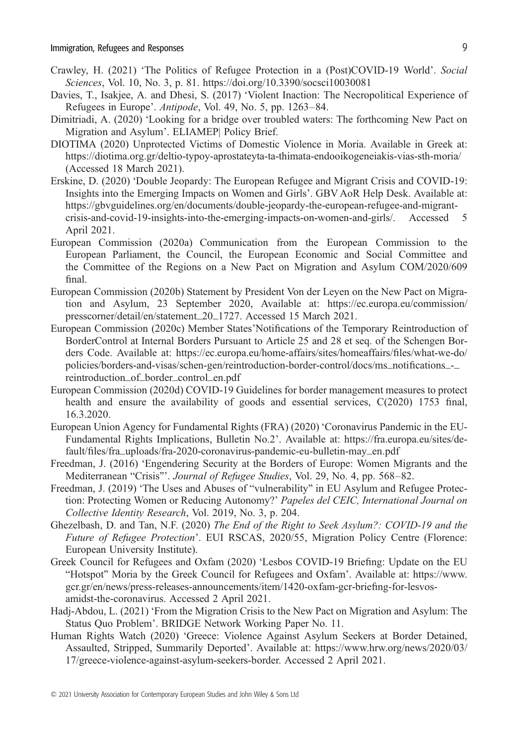Crawley, H. (2021) 'The Politics of Refugee Protection in a (Post)COVID-19 World'. *Social Sciences*, Vol. 10, No. 3, p. 81. https://doi.org/10.3390/socsci10030081

Davies, T., Isakjee, A. and Dhesi, S. (2017) 'Violent Inaction: The Necropolitical Experience of Refugees in Europe'. *Antipode*, Vol. 49, No. 5, pp. 1263–84.

Dimitriadi, A. (2020) 'Looking for a bridge over troubled waters: The forthcoming New Pact on Migration and Asylum'. ELIAMEP| Policy Brief.

DIOTIMA (2020) Unprotected Victims of Domestic Violence in Moria. Available in Greek at: https://diotima.org.gr/deltio-typoy-aprostateyta-ta-thimata-endooikogeneiakis-vias-sth-moria/ (Accessed 18 March 2021).

Erskine, D. (2020) 'Double Jeopardy: The European Refugee and Migrant Crisis and COVID-19: Insights into the Emerging Impacts on Women and Girls'. GBV AoR Help Desk. Available at: https://gbvguidelines.org/en/documents/double-jeopardy-the-european-refugee-and-migrant-crisis-and-covid-19-insights-into-the-emerging-impacts-on-women-and-girls/. Accessed 5 April 2021.

European Commission (2020a) Communication from the European Commission to the European Parliament, the Council, the European Economic and Social Committee and the Committee of the Regions on a New Pact on Migration and Asylum COM/2020/609 final.

European Commission (2020b) Statement by President Von der Leyen on the New Pact on Migration and Asylum, 23 September 2020, Available at: https://ec.europa.eu/commission/presscorner/detail/en/statement_20_1727. Accessed 15 March 2021.

European Commission (2020c) Member States'Notifications of the Temporary Reintroduction of BorderControl at Internal Borders Pursuant to Article 25 and 28 et seq. of the Schengen Borders Code. Available at: https://ec.europa.eu/home-affairs/sites/homeaffairs/files/what-we-do/policies/borders-and-visas/schen-gen/reintroduction-border-control/docs/ms_notifications_-_reintroduction_of_border_control_en.pdf

European Commission (2020d) COVID-19 Guidelines for border management measures to protect health and ensure the availability of goods and essential services, C(2020) 1753 final, 16.3.2020.

European Union Agency for Fundamental Rights (FRA) (2020) 'Coronavirus Pandemic in the EU-Fundamental Rights Implications, Bulletin No.2'. Available at: https://fra.europa.eu/sites/default/files/fra_uploads/fra-2020-coronavirus-pandemic-eu-bulletin-may_en.pdf

Freedman, J. (2016) 'Engendering Security at the Borders of Europe: Women Migrants and the Mediterranean "Crisis"'. *Journal of Refugee Studies*, Vol. 29, No. 4, pp. 568–82.

Freedman, J. (2019) 'The Uses and Abuses of "vulnerability" in EU Asylum and Refugee Protection: Protecting Women or Reducing Autonomy?' *Papeles del CEIC, International Journal on Collective Identity Research*, Vol. 2019, No. 3, p. 204.

Ghezelbash, D. and Tan, N.F. (2020) *The End of the Right to Seek Asylum?: COVID-19 and the Future of Refugee Protection*'. EUI RSCAS, 2020/55, Migration Policy Centre (Florence: European University Institute).

Greek Council for Refugees and Oxfam (2020) 'Lesbos COVID-19 Briefing: Update on the EU "Hotspot" Moria by the Greek Council for Refugees and Oxfam'. Available at: https://www.gcr.gr/en/news/press-releases-announcements/item/1420-oxfam-gcr-briefing-for-lesvos-amidst-the-coronavirus. Accessed 2 April 2021.

Hadj-Abdou, L. (2021) 'From the Migration Crisis to the New Pact on Migration and Asylum: The Status Quo Problem'. BRIDGE Network Working Paper No. 11.

Human Rights Watch (2020) 'Greece: Violence Against Asylum Seekers at Border Detained, Assaulted, Stripped, Summarily Deported'. Available at: https://www.hrw.org/news/2020/03/17/greece-violence-against-asylum-seekers-border. Accessed 2 April 2021.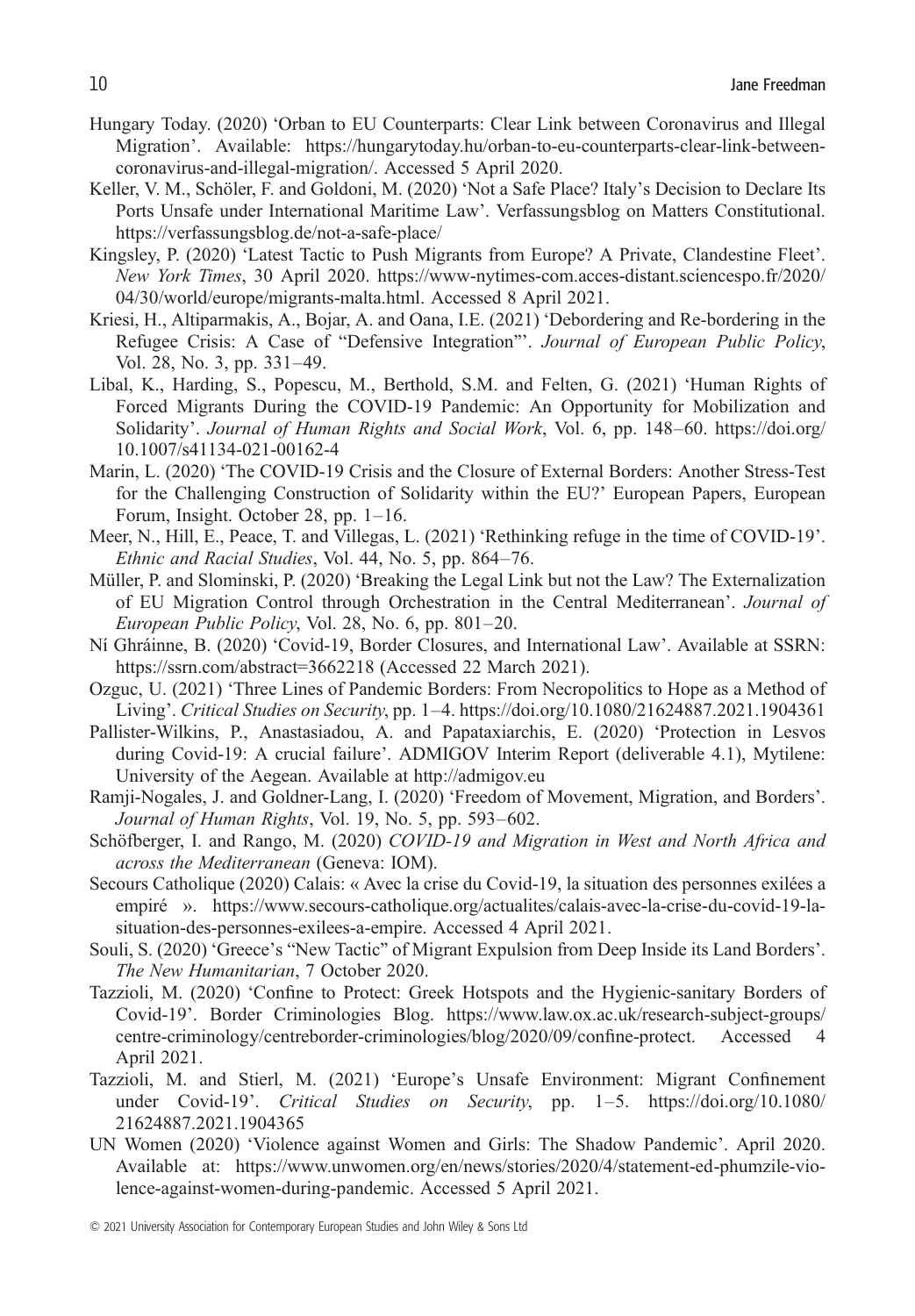Hungary Today. (2020) 'Orban to EU Counterparts: Clear Link between Coronavirus and Illegal Migration'. Available: https://hungarytoday.hu/orban-to-eu-counterparts-clear-link-between-coronavirus-and-illegal-migration/. Accessed 5 April 2020.

Keller, V. M., Schöler, F. and Goldoni, M. (2020) 'Not a Safe Place? Italy's Decision to Declare Its Ports Unsafe under International Maritime Law'. Verfassungsblog on Matters Constitutional. https://verfassungsblog.de/not-a-safe-place/

Kingsley, P. (2020) 'Latest Tactic to Push Migrants from Europe? A Private, Clandestine Fleet'. *New York Times*, 30 April 2020. https://www-nytimes-com.acces-distant.sciencespo.fr/2020/04/30/world/europe/migrants-malta.html. Accessed 8 April 2021.

Kriesi, H., Altiparmakis, A., Bojar, A. and Oana, I.E. (2021) 'Debordering and Re-bordering in the Refugee Crisis: A Case of "Defensive Integration"'. *Journal of European Public Policy*, Vol. 28, No. 3, pp. 331–49.

Libal, K., Harding, S., Popescu, M., Berthold, S.M. and Felten, G. (2021) 'Human Rights of Forced Migrants During the COVID-19 Pandemic: An Opportunity for Mobilization and Solidarity'. *Journal of Human Rights and Social Work*, Vol. 6, pp. 148–60. https://doi.org/10.1007/s41134-021-00162-4

Marin, L. (2020) 'The COVID-19 Crisis and the Closure of External Borders: Another Stress-Test for the Challenging Construction of Solidarity within the EU?' European Papers, European Forum, Insight. October 28, pp. 1–16.

Meer, N., Hill, E., Peace, T. and Villegas, L. (2021) 'Rethinking refuge in the time of COVID-19'. *Ethnic and Racial Studies*, Vol. 44, No. 5, pp. 864–76.

Müller, P. and Slominski, P. (2020) 'Breaking the Legal Link but not the Law? The Externalization of EU Migration Control through Orchestration in the Central Mediterranean'. *Journal of European Public Policy*, Vol. 28, No. 6, pp. 801–20.

Ní Ghráinne, B. (2020) 'Covid-19, Border Closures, and International Law'. Available at SSRN: https://ssrn.com/abstract=3662218 (Accessed 22 March 2021).

Ozguc, U. (2021) 'Three Lines of Pandemic Borders: From Necropolitics to Hope as a Method of Living'. *Critical Studies on Security*, pp. 1–4. https://doi.org/10.1080/21624887.2021.1904361

Pallister-Wilkins, P., Anastasiadou, A. and Papataxiarchis, E. (2020) 'Protection in Lesvos during Covid-19: A crucial failure'. ADMIGOV Interim Report (deliverable 4.1), Mytilene: University of the Aegean. Available at http://admigov.eu

Ramji-Nogales, J. and Goldner-Lang, I. (2020) 'Freedom of Movement, Migration, and Borders'. *Journal of Human Rights*, Vol. 19, No. 5, pp. 593–602.

Schöfberger, I. and Rango, M. (2020) *COVID-19 and Migration in West and North Africa and across the Mediterranean* (Geneva: IOM).

Secours Catholique (2020) Calais: « Avec la crise du Covid-19, la situation des personnes exilées a empiré ». https://www.secours-catholique.org/actualites/calais-avec-la-crise-du-covid-19-la-situation-des-personnes-exilees-a-empire. Accessed 4 April 2021.

Souli, S. (2020) 'Greece's "New Tactic" of Migrant Expulsion from Deep Inside its Land Borders'. *The New Humanitarian*, 7 October 2020.

Tazzioli, M. (2020) 'Confine to Protect: Greek Hotspots and the Hygienic-sanitary Borders of Covid-19'. Border Criminologies Blog. https://www.law.ox.ac.uk/research-subject-groups/centre-criminology/centreborder-criminologies/blog/2020/09/confine-protect. Accessed 4 April 2021.

Tazzioli, M. and Stierl, M. (2021) 'Europe's Unsafe Environment: Migrant Confinement under Covid-19'. *Critical Studies on Security*, pp. 1–5. https://doi.org/10.1080/21624887.2021.1904365

UN Women (2020) 'Violence against Women and Girls: The Shadow Pandemic'. April 2020. Available at: https://www.unwomen.org/en/news/stories/2020/4/statement-ed-phumzile-violence-against-women-during-pandemic. Accessed 5 April 2021.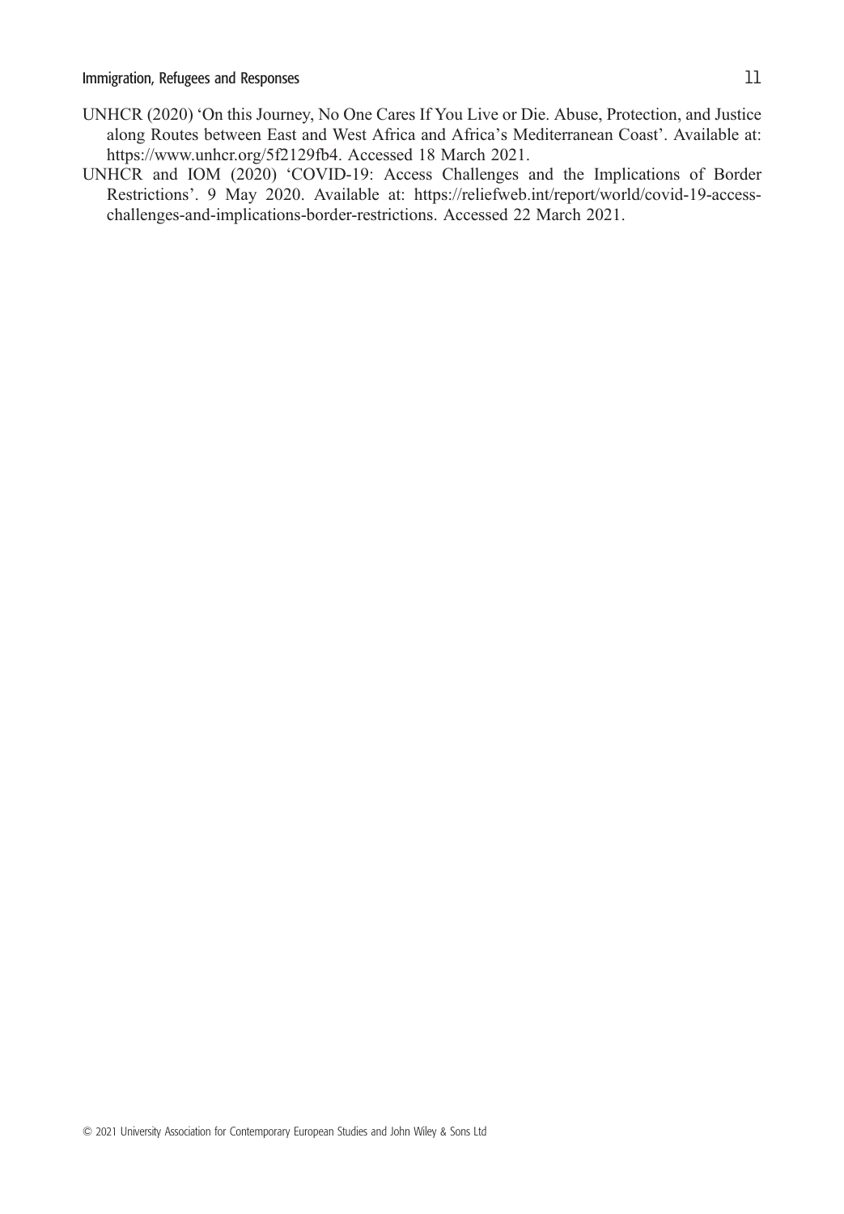UNHCR (2020) 'On this Journey, No One Cares If You Live or Die. Abuse, Protection, and Justice along Routes between East and West Africa and Africa's Mediterranean Coast'. Available at: https://www.unhcr.org/5f2129fb4. Accessed 18 March 2021.

UNHCR and IOM (2020) 'COVID-19: Access Challenges and the Implications of Border Restrictions'. 9 May 2020. Available at: https://reliefweb.int/report/world/covid-19-access-challenges-and-implications-border-restrictions. Accessed 22 March 2021.